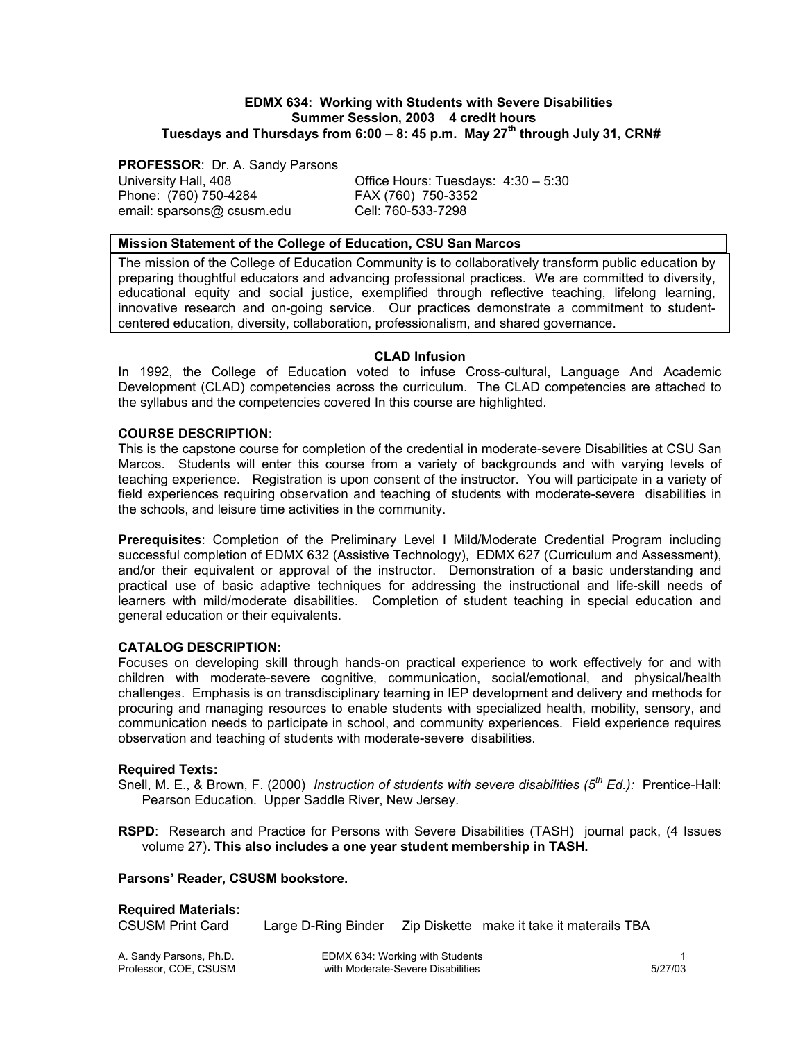# EDMX 634: Working with Students with Severe Disabilities

**Summer Session, 2003 4 credit hours**

**Tuesdays and Thursdays from 6:00 – 8: 45 p.m. May 27th through July 31, CRN#**

**PROFESSOR**: Dr. A. Sandy Parsons

University Hall, 408
Phone: (760) 750-4284
email: sparsons@ csusm.edu

Office Hours: Tuesdays: 4:30 – 5:30
FAX (760) 750-3352
Cell: 760-533-7298

| **Mission Statement of the College of Education, CSU San Marcos** |
| --- |
| The mission of the College of Education Community is to collaboratively transform public education by preparing thoughtful educators and advancing professional practices. We are committed to diversity, educational equity and social justice, exemplified through reflective teaching, lifelong learning, innovative research and on-going service. Our practices demonstrate a commitment to student-centered education, diversity, collaboration, professionalism, and shared governance. |

## CLAD Infusion

In 1992, the College of Education voted to infuse Cross-cultural, Language And Academic Development (CLAD) competencies across the curriculum. The CLAD competencies are attached to the syllabus and the competencies covered In this course are highlighted.

## COURSE DESCRIPTION:

This is the capstone course for completion of the credential in moderate-severe Disabilities at CSU San Marcos. Students will enter this course from a variety of backgrounds and with varying levels of teaching experience. Registration is upon consent of the instructor. You will participate in a variety of field experiences requiring observation and teaching of students with moderate-severe disabilities in the schools, and leisure time activities in the community.

**Prerequisites**: Completion of the Preliminary Level I Mild/Moderate Credential Program including successful completion of EDMX 632 (Assistive Technology), EDMX 627 (Curriculum and Assessment), and/or their equivalent or approval of the instructor. Demonstration of a basic understanding and practical use of basic adaptive techniques for addressing the instructional and life-skill needs of learners with mild/moderate disabilities. Completion of student teaching in special education and general education or their equivalents.

## CATALOG DESCRIPTION:

Focuses on developing skill through hands-on practical experience to work effectively for and with children with moderate-severe cognitive, communication, social/emotional, and physical/health challenges. Emphasis is on transdisciplinary teaming in IEP development and delivery and methods for procuring and managing resources to enable students with specialized health, mobility, sensory, and communication needs to participate in school, and community experiences. Field experience requires observation and teaching of students with moderate-severe disabilities.

### Required Texts:

Snell, M. E., & Brown, F. (2000) *Instruction of students with severe disabilities (5th Ed.):* Prentice-Hall: Pearson Education. Upper Saddle River, New Jersey.

**RSPD**: Research and Practice for Persons with Severe Disabilities (TASH) journal pack, (4 Issues volume 27). **This also includes a one year student membership in TASH.**

**Parsons' Reader, CSUSM bookstore.**

### Required Materials:

CSUSM Print Card Large D-Ring Binder Zip Diskette make it take it materails TBA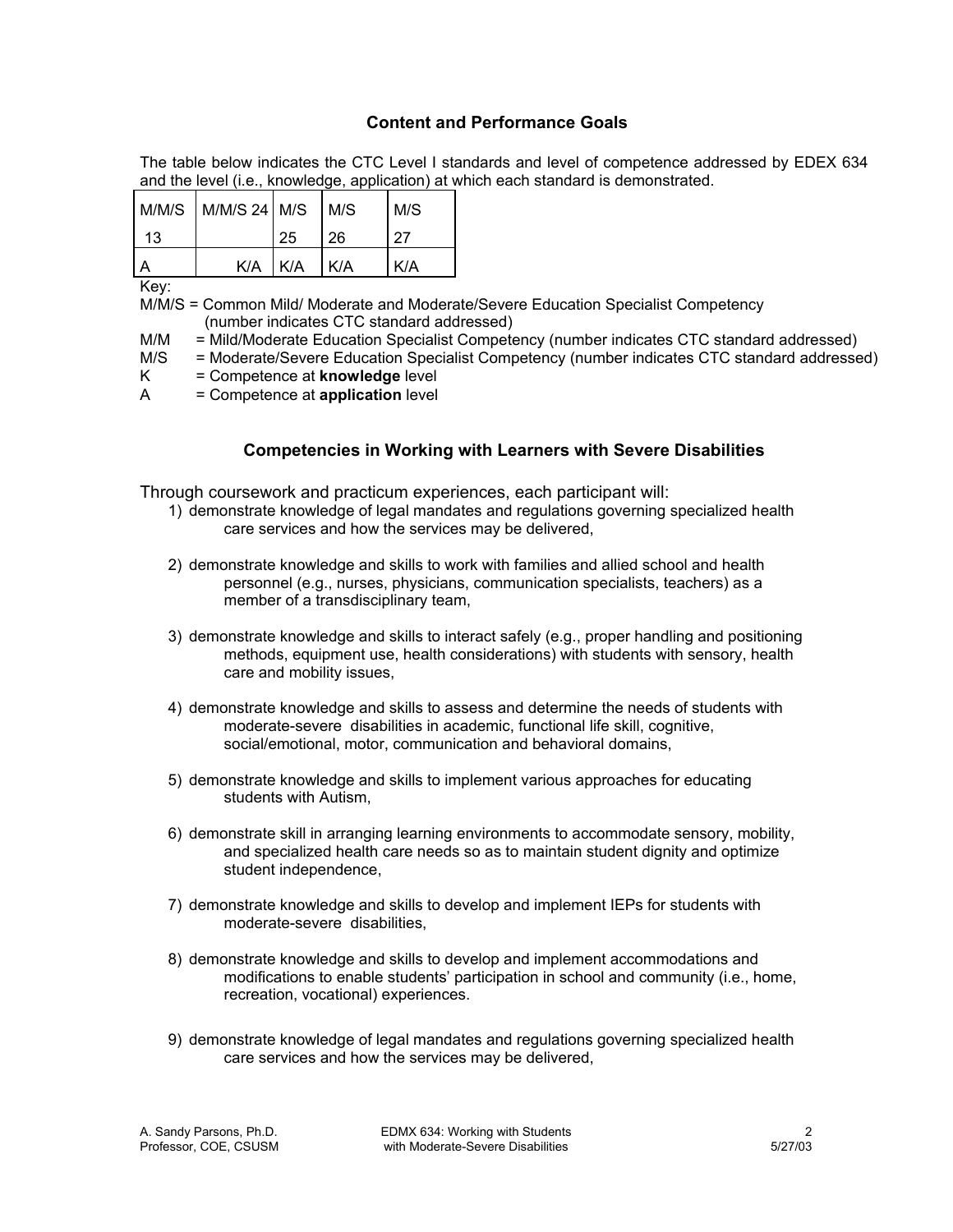## Content and Performance Goals

The table below indicates the CTC Level I standards and level of competence addressed by EDEX 634 and the level (i.e., knowledge, application) at which each standard is demonstrated.

| M/M/S 13 | M/M/S 24 | M/S 25 | M/S 26 | M/S 27 |
|---|---|---|---|---|
| A | K/A | K/A | K/A | K/A |

Key:

M/M/S = Common Mild/ Moderate and Moderate/Severe Education Specialist Competency (number indicates CTC standard addressed)

M/M = Mild/Moderate Education Specialist Competency (number indicates CTC standard addressed)

M/S = Moderate/Severe Education Specialist Competency (number indicates CTC standard addressed)

K = Competence at **knowledge** level

A = Competence at **application** level

## Competencies in Working with Learners with Severe Disabilities

Through coursework and practicum experiences, each participant will:

1) demonstrate knowledge of legal mandates and regulations governing specialized health care services and how the services may be delivered,

2) demonstrate knowledge and skills to work with families and allied school and health personnel (e.g., nurses, physicians, communication specialists, teachers) as a member of a transdisciplinary team,

3) demonstrate knowledge and skills to interact safely (e.g., proper handling and positioning methods, equipment use, health considerations) with students with sensory, health care and mobility issues,

4) demonstrate knowledge and skills to assess and determine the needs of students with moderate-severe disabilities in academic, functional life skill, cognitive, social/emotional, motor, communication and behavioral domains,

5) demonstrate knowledge and skills to implement various approaches for educating students with Autism,

6) demonstrate skill in arranging learning environments to accommodate sensory, mobility, and specialized health care needs so as to maintain student dignity and optimize student independence,

7) demonstrate knowledge and skills to develop and implement IEPs for students with moderate-severe disabilities,

8) demonstrate knowledge and skills to develop and implement accommodations and modifications to enable students' participation in school and community (i.e., home, recreation, vocational) experiences.

9) demonstrate knowledge of legal mandates and regulations governing specialized health care services and how the services may be delivered,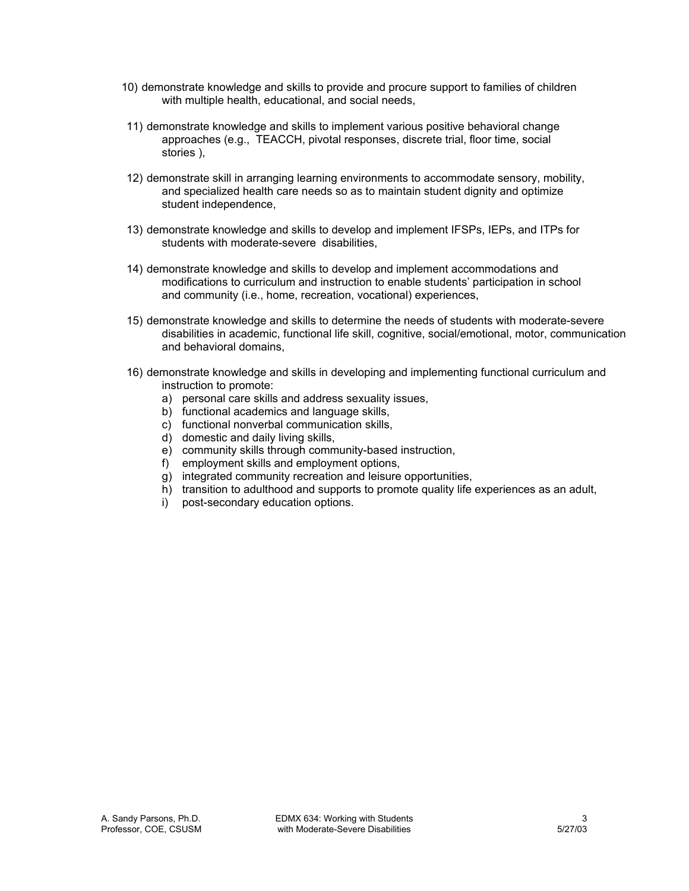10) demonstrate knowledge and skills to provide and procure support to families of children with multiple health, educational, and social needs,

11) demonstrate knowledge and skills to implement various positive behavioral change approaches (e.g., TEACCH, pivotal responses, discrete trial, floor time, social stories ),

12) demonstrate skill in arranging learning environments to accommodate sensory, mobility, and specialized health care needs so as to maintain student dignity and optimize student independence,

13) demonstrate knowledge and skills to develop and implement IFSPs, IEPs, and ITPs for students with moderate-severe disabilities,

14) demonstrate knowledge and skills to develop and implement accommodations and modifications to curriculum and instruction to enable students' participation in school and community (i.e., home, recreation, vocational) experiences,

15) demonstrate knowledge and skills to determine the needs of students with moderate-severe disabilities in academic, functional life skill, cognitive, social/emotional, motor, communication and behavioral domains,

16) demonstrate knowledge and skills in developing and implementing functional curriculum and instruction to promote:
    a) personal care skills and address sexuality issues,
    b) functional academics and language skills,
    c) functional nonverbal communication skills,
    d) domestic and daily living skills,
    e) community skills through community-based instruction,
    f) employment skills and employment options,
    g) integrated community recreation and leisure opportunities,
    h) transition to adulthood and supports to promote quality life experiences as an adult,
    i) post-secondary education options.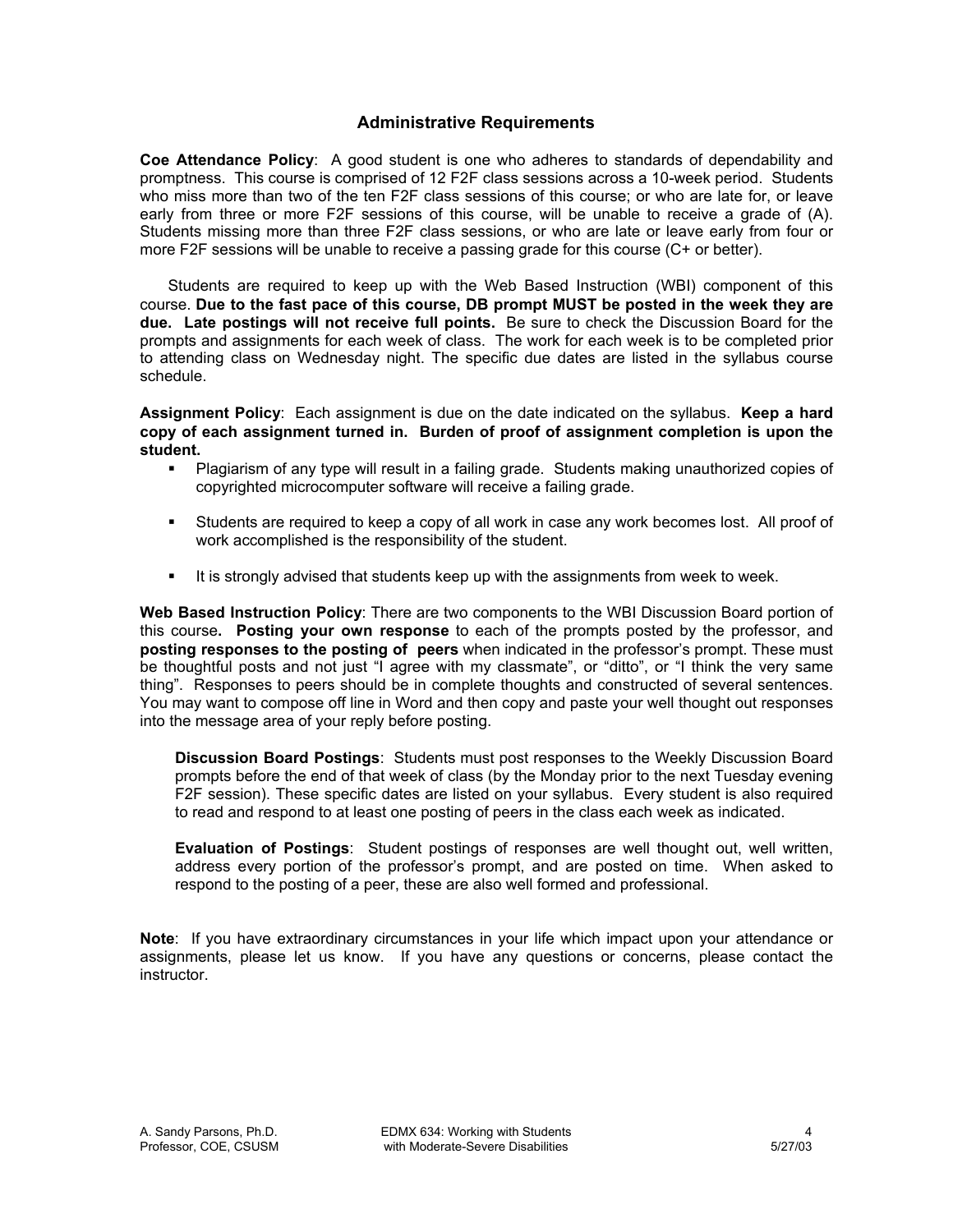## Administrative Requirements

**Coe Attendance Policy**: A good student is one who adheres to standards of dependability and promptness. This course is comprised of 12 F2F class sessions across a 10-week period. Students who miss more than two of the ten F2F class sessions of this course; or who are late for, or leave early from three or more F2F sessions of this course, will be unable to receive a grade of (A). Students missing more than three F2F class sessions, or who are late or leave early from four or more F2F sessions will be unable to receive a passing grade for this course (C+ or better).

Students are required to keep up with the Web Based Instruction (WBI) component of this course. **Due to the fast pace of this course, DB prompt MUST be posted in the week they are due. Late postings will not receive full points.** Be sure to check the Discussion Board for the prompts and assignments for each week of class. The work for each week is to be completed prior to attending class on Wednesday night. The specific due dates are listed in the syllabus course schedule.

**Assignment Policy**: Each assignment is due on the date indicated on the syllabus. **Keep a hard copy of each assignment turned in. Burden of proof of assignment completion is upon the student.**

- Plagiarism of any type will result in a failing grade. Students making unauthorized copies of copyrighted microcomputer software will receive a failing grade.
- Students are required to keep a copy of all work in case any work becomes lost. All proof of work accomplished is the responsibility of the student.
- It is strongly advised that students keep up with the assignments from week to week.

**Web Based Instruction Policy**: There are two components to the WBI Discussion Board portion of this course**. Posting your own response** to each of the prompts posted by the professor, and **posting responses to the posting of peers** when indicated in the professor's prompt. These must be thoughtful posts and not just "I agree with my classmate", or "ditto", or "I think the very same thing". Responses to peers should be in complete thoughts and constructed of several sentences. You may want to compose off line in Word and then copy and paste your well thought out responses into the message area of your reply before posting.

> **Discussion Board Postings**: Students must post responses to the Weekly Discussion Board prompts before the end of that week of class (by the Monday prior to the next Tuesday evening F2F session). These specific dates are listed on your syllabus. Every student is also required to read and respond to at least one posting of peers in the class each week as indicated.
>
> **Evaluation of Postings**: Student postings of responses are well thought out, well written, address every portion of the professor's prompt, and are posted on time. When asked to respond to the posting of a peer, these are also well formed and professional.

**Note**: If you have extraordinary circumstances in your life which impact upon your attendance or assignments, please let us know. If you have any questions or concerns, please contact the instructor.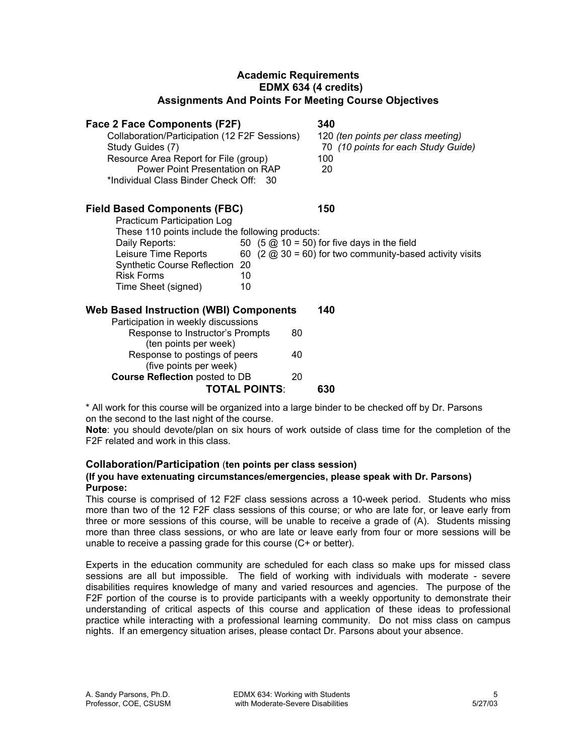# Academic Requirements
## EDMX 634 (4 credits)
## Assignments And Points For Meeting Course Objectives

| | | |
|---|---|---|
| **Face 2 Face Components (F2F)** | | **340** |
| Collaboration/Participation (12 F2F Sessions) | | 120 *(ten points per class meeting)* |
| Study Guides (7) | | 70 *(10 points for each Study Guide)* |
| Resource Area Report for File (group) | | 100 |
| Power Point Presentation on RAP | | 20 |
| *Individual Class Binder Check Off: 30 | | |
| **Field Based Components (FBC)** | | **150** |
| Practicum Participation Log | | |
| These 110 points include the following products: | | |
| Daily Reports: | 50 (5 @ 10 = 50) for five days in the field | |
| Leisure Time Reports | 60 (2 @ 30 = 60) for two community-based activity visits | |
| Synthetic Course Reflection | 20 | |
| Risk Forms | 10 | |
| Time Sheet (signed) | 10 | |
| **Web Based Instruction (WBI) Components** | | **140** |
| Participation in weekly discussions | | |
| Response to Instructor's Prompts (ten points per week) | 80 | |
| Response to postings of peers (five points per week) | 40 | |
| **Course Reflection** posted to DB | 20 | |
| **TOTAL POINTS**: | | **630** |

\* All work for this course will be organized into a large binder to be checked off by Dr. Parsons on the second to the last night of the course.

**Note**: you should devote/plan on six hours of work outside of class time for the completion of the F2F related and work in this class.

### Collaboration/Participation (ten points per class session)

**(If you have extenuating circumstances/emergencies, please speak with Dr. Parsons)**

**Purpose:**

This course is comprised of 12 F2F class sessions across a 10-week period. Students who miss more than two of the 12 F2F class sessions of this course; or who are late for, or leave early from three or more sessions of this course, will be unable to receive a grade of (A). Students missing more than three class sessions, or who are late or leave early from four or more sessions will be unable to receive a passing grade for this course (C+ or better).

Experts in the education community are scheduled for each class so make ups for missed class sessions are all but impossible. The field of working with individuals with moderate - severe disabilities requires knowledge of many and varied resources and agencies. The purpose of the F2F portion of the course is to provide participants with a weekly opportunity to demonstrate their understanding of critical aspects of this course and application of these ideas to professional practice while interacting with a professional learning community. Do not miss class on campus nights. If an emergency situation arises, please contact Dr. Parsons about your absence.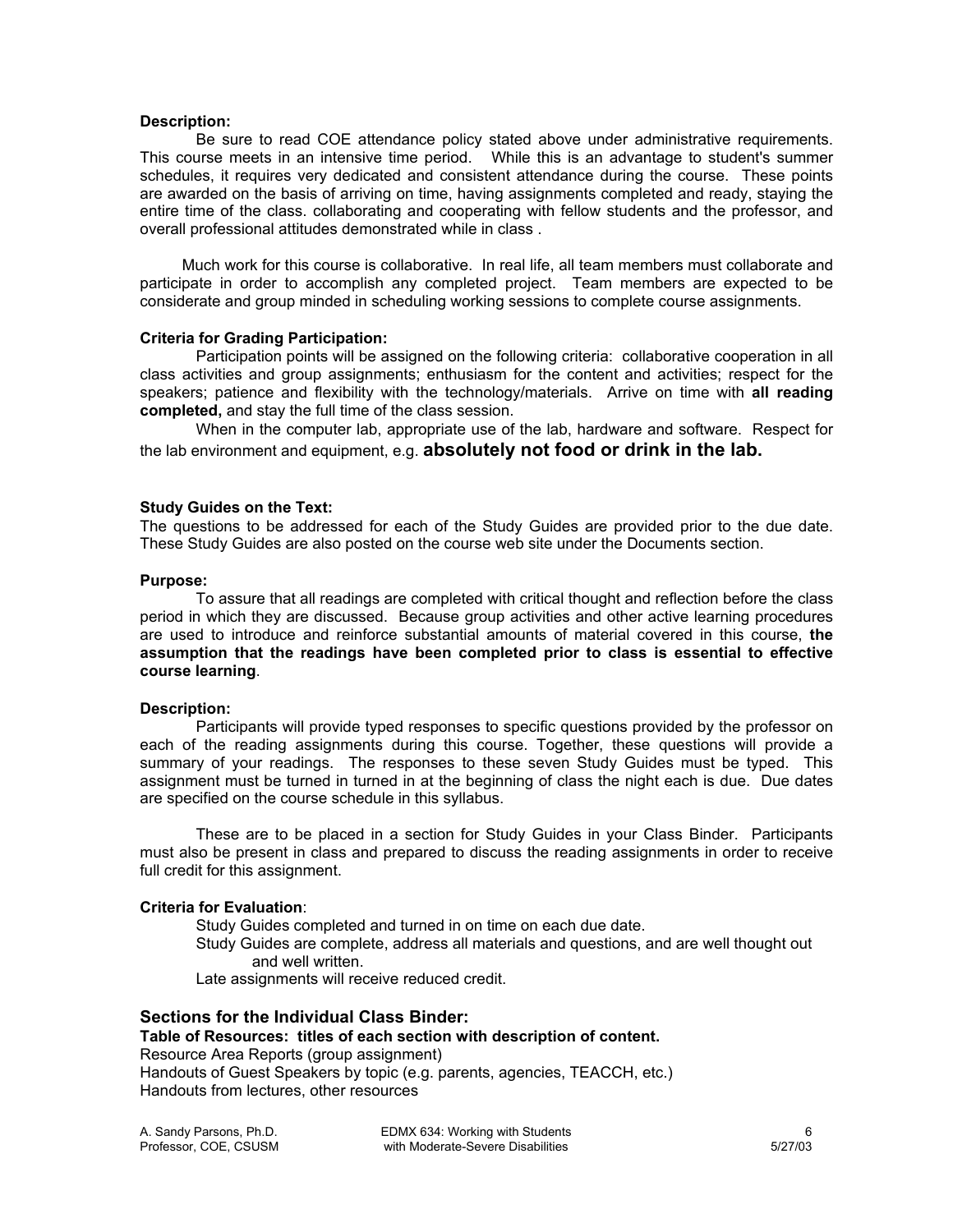**Description:**

Be sure to read COE attendance policy stated above under administrative requirements. This course meets in an intensive time period. While this is an advantage to student's summer schedules, it requires very dedicated and consistent attendance during the course. These points are awarded on the basis of arriving on time, having assignments completed and ready, staying the entire time of the class. collaborating and cooperating with fellow students and the professor, and overall professional attitudes demonstrated while in class .

Much work for this course is collaborative. In real life, all team members must collaborate and participate in order to accomplish any completed project. Team members are expected to be considerate and group minded in scheduling working sessions to complete course assignments.

**Criteria for Grading Participation:**

Participation points will be assigned on the following criteria: collaborative cooperation in all class activities and group assignments; enthusiasm for the content and activities; respect for the speakers; patience and flexibility with the technology/materials. Arrive on time with **all reading completed,** and stay the full time of the class session.

When in the computer lab, appropriate use of the lab, hardware and software. Respect for the lab environment and equipment, e.g. **absolutely not food or drink in the lab.**

**Study Guides on the Text:**

The questions to be addressed for each of the Study Guides are provided prior to the due date. These Study Guides are also posted on the course web site under the Documents section.

**Purpose:**

To assure that all readings are completed with critical thought and reflection before the class period in which they are discussed. Because group activities and other active learning procedures are used to introduce and reinforce substantial amounts of material covered in this course, **the assumption that the readings have been completed prior to class is essential to effective course learning**.

**Description:**

Participants will provide typed responses to specific questions provided by the professor on each of the reading assignments during this course. Together, these questions will provide a summary of your readings. The responses to these seven Study Guides must be typed. This assignment must be turned in turned in at the beginning of class the night each is due. Due dates are specified on the course schedule in this syllabus.

These are to be placed in a section for Study Guides in your Class Binder. Participants must also be present in class and prepared to discuss the reading assignments in order to receive full credit for this assignment.

**Criteria for Evaluation**:

Study Guides completed and turned in on time on each due date.
Study Guides are complete, address all materials and questions, and are well thought out and well written.
Late assignments will receive reduced credit.

**Sections for the Individual Class Binder:**

**Table of Resources: titles of each section with description of content.**
Resource Area Reports (group assignment)
Handouts of Guest Speakers by topic (e.g. parents, agencies, TEACCH, etc.)
Handouts from lectures, other resources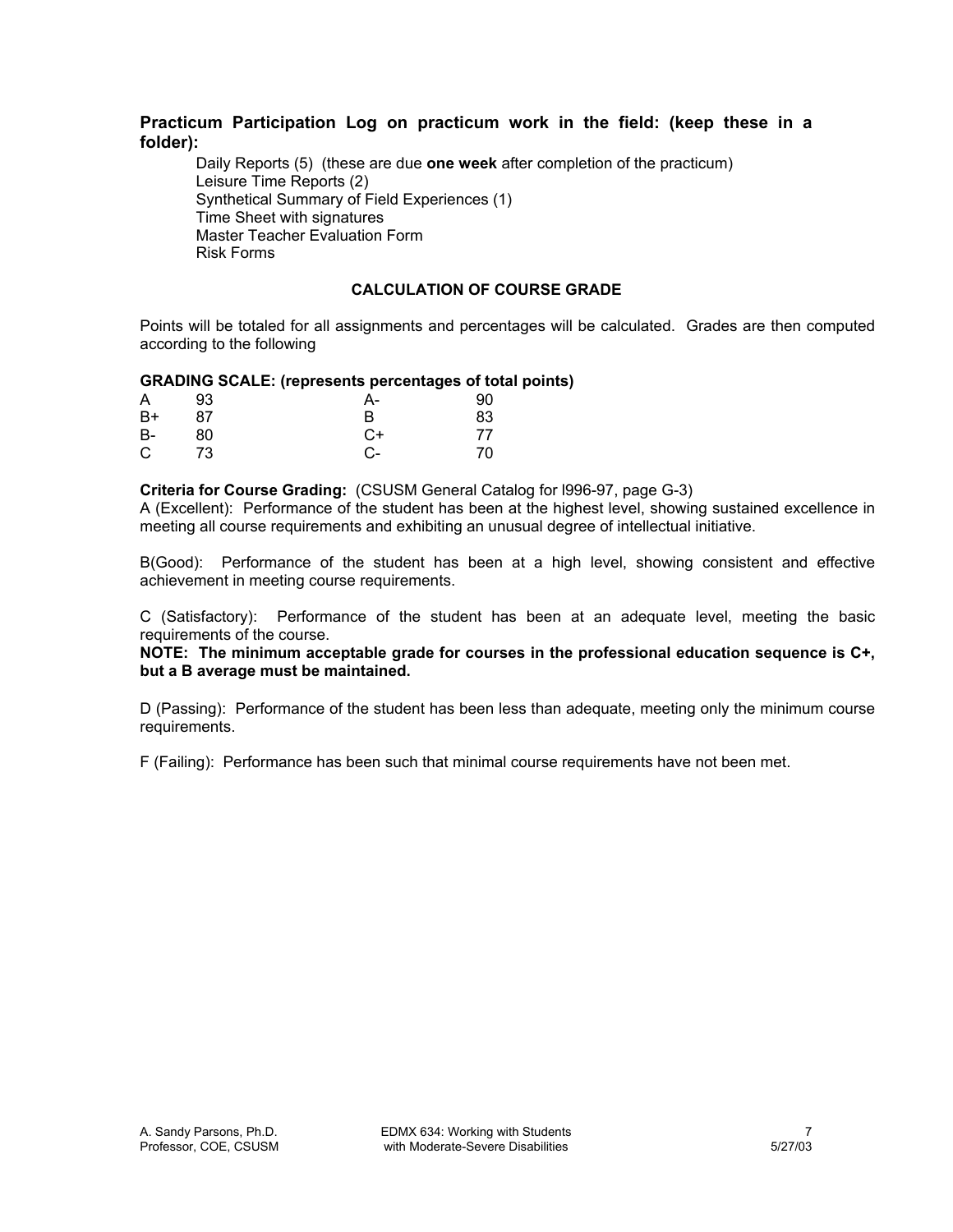**Practicum Participation Log on practicum work in the field: (keep these in a folder):**

Daily Reports (5) (these are due **one week** after completion of the practicum)
Leisure Time Reports (2)
Synthetical Summary of Field Experiences (1)
Time Sheet with signatures
Master Teacher Evaluation Form
Risk Forms

**CALCULATION OF COURSE GRADE**

Points will be totaled for all assignments and percentages will be calculated. Grades are then computed according to the following

**GRADING SCALE: (represents percentages of total points)**

| | | | |
|---|---|---|---|
| A | 93 | A- | 90 |
| B+ | 87 | B | 83 |
| B- | 80 | C+ | 77 |
| C | 73 | C- | 70 |

**Criteria for Course Grading:** (CSUSM General Catalog for l996-97, page G-3)
A (Excellent): Performance of the student has been at the highest level, showing sustained excellence in meeting all course requirements and exhibiting an unusual degree of intellectual initiative.

B(Good): Performance of the student has been at a high level, showing consistent and effective achievement in meeting course requirements.

C (Satisfactory): Performance of the student has been at an adequate level, meeting the basic requirements of the course.
**NOTE: The minimum acceptable grade for courses in the professional education sequence is C+, but a B average must be maintained.**

D (Passing): Performance of the student has been less than adequate, meeting only the minimum course requirements.

F (Failing): Performance has been such that minimal course requirements have not been met.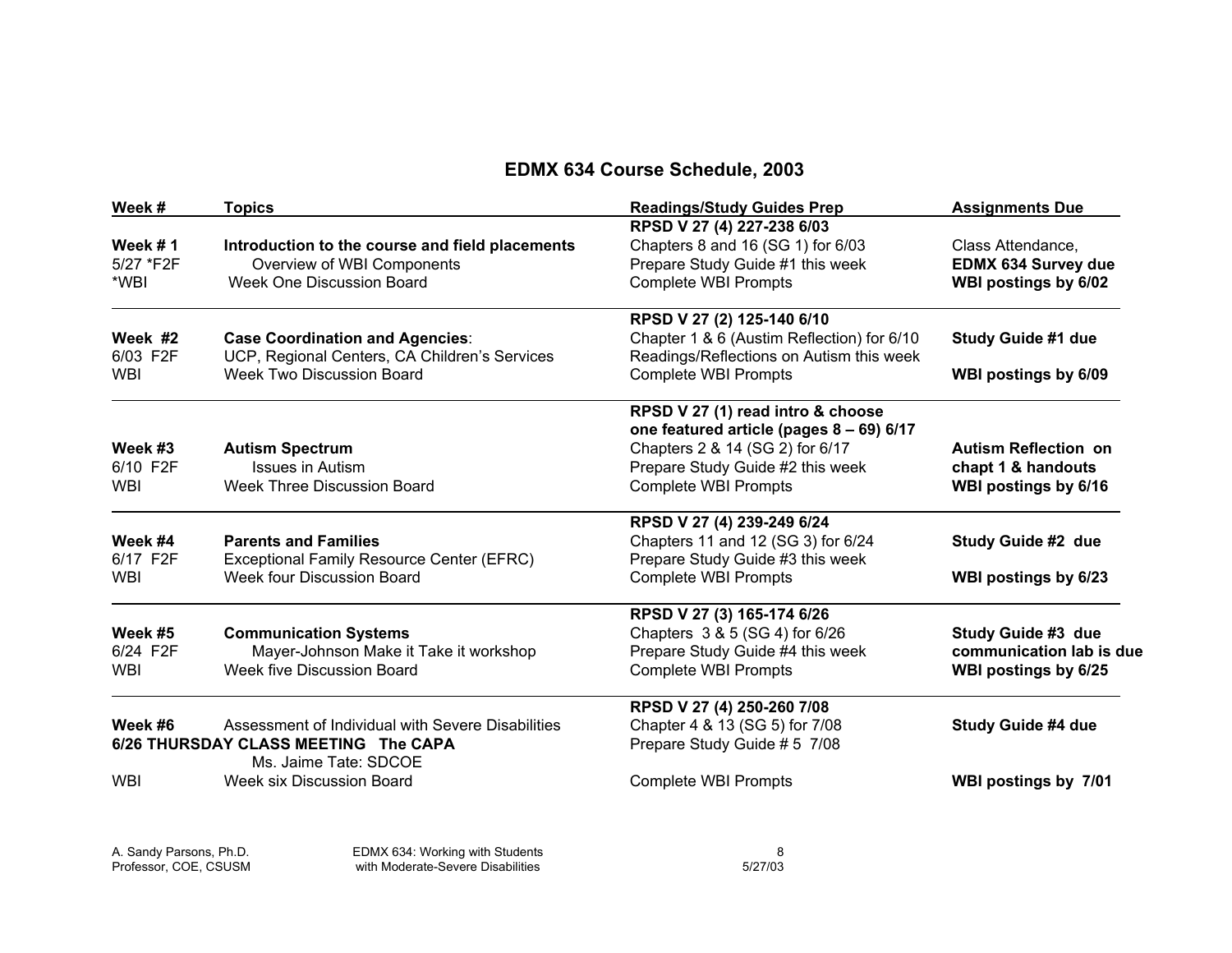## EDMX 634 Course Schedule, 2003

| Week # | Topics | Readings/Study Guides Prep | Assignments Due |
|---|---|---|---|
| **Week # 1**<br>5/27 *F2F<br>*WBI | **Introduction to the course and field placements**<br>Overview of WBI Components<br>Week One Discussion Board | **RPSD V 27 (4) 227-238 6/03**<br>Chapters 8 and 16 (SG 1) for 6/03<br>Prepare Study Guide #1 this week<br>Complete WBI Prompts | Class Attendance,<br>**EDMX 634 Survey due**<br>**WBI postings by 6/02** |
| **Week #2**<br>6/03 F2F<br>WBI | **Case Coordination and Agencies**:<br>UCP, Regional Centers, CA Children's Services<br>Week Two Discussion Board | **RPSD V 27 (2) 125-140 6/10**<br>Chapter 1 & 6 (Austim Reflection) for 6/10<br>Readings/Reflections on Autism this week<br>Complete WBI Prompts | **Study Guide #1 due**<br><br>**WBI postings by 6/09** |
| **Week #3**<br>6/10 F2F<br>WBI | **Autism Spectrum**<br>Issues in Autism<br>Week Three Discussion Board | **RPSD V 27 (1) read intro & choose one featured article (pages 8 – 69) 6/17**<br>Chapters 2 & 14 (SG 2) for 6/17<br>Prepare Study Guide #2 this week<br>Complete WBI Prompts | **Autism Reflection on chapt 1 & handouts**<br>**WBI postings by 6/16** |
| **Week #4**<br>6/17 F2F<br>WBI | **Parents and Families**<br>Exceptional Family Resource Center (EFRC)<br>Week four Discussion Board | **RPSD V 27 (4) 239-249 6/24**<br>Chapters 11 and 12 (SG 3) for 6/24<br>Prepare Study Guide #3 this week<br>Complete WBI Prompts | **Study Guide #2 due**<br><br>**WBI postings by 6/23** |
| **Week #5**<br>6/24 F2F<br>WBI | **Communication Systems**<br>Mayer-Johnson Make it Take it workshop<br>Week five Discussion Board | **RPSD V 27 (3) 165-174 6/26**<br>Chapters 3 & 5 (SG 4) for 6/26<br>Prepare Study Guide #4 this week<br>Complete WBI Prompts | **Study Guide #3 due**<br>**communication lab is due**<br>**WBI postings by 6/25** |
| **Week #6**<br><br><br>WBI | Assessment of Individual with Severe Disabilities<br>**6/26 THURSDAY CLASS MEETING The CAPA**<br>Ms. Jaime Tate: SDCOE<br>Week six Discussion Board | **RPSD V 27 (4) 250-260 7/08**<br>Chapter 4 & 13 (SG 5) for 7/08<br>Prepare Study Guide # 5 7/08<br>Complete WBI Prompts | **Study Guide #4 due**<br><br><br>**WBI postings by 7/01** |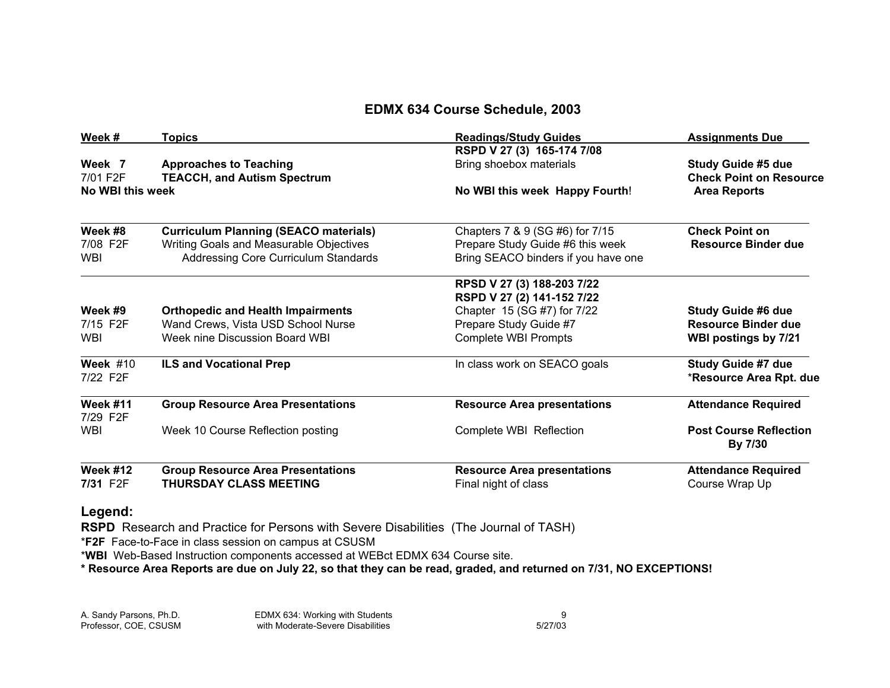## EDMX 634 Course Schedule, 2003

| Week # | Topics | Readings/Study Guides | Assignments Due |
|---|---|---|---|
| **Week 7**<br>7/01 F2F<br>**No WBI this week** | **Approaches to Teaching**<br>**TEACCH, and Autism Spectrum** | **RSPD V 27 (3) 165-174 7/08**<br>Bring shoebox materials<br>**No WBI this week Happy Fourth**! | **Study Guide #5 due**<br>**Check Point on Resource Area Reports** |
| **Week #8**<br>7/08 F2F<br>WBI | **Curriculum Planning (SEACO materials)**<br>Writing Goals and Measurable Objectives<br>Addressing Core Curriculum Standards | Chapters 7 & 9 (SG #6) for 7/15<br>Prepare Study Guide #6 this week<br>Bring SEACO binders if you have one | **Check Point on Resource Binder due** |
| **Week #9**<br>7/15 F2F<br>WBI | **Orthopedic and Health Impairments**<br>Wand Crews, Vista USD School Nurse<br>Week nine Discussion Board WBI | **RPSD V 27 (3) 188-203 7/22**<br>**RSPD V 27 (2) 141-152 7/22**<br>Chapter 15 (SG #7) for 7/22<br>Prepare Study Guide #7<br>Complete WBI Prompts | **Study Guide #6 due**<br>**Resource Binder due**<br>**WBI postings by 7/21** |
| **Week** #10<br>7/22 F2F | **ILS and Vocational Prep** | In class work on SEACO goals | **Study Guide #7 due**<br>\***Resource Area Rpt. due** |
| **Week #11**<br>7/29 F2F<br>WBI | **Group Resource Area Presentations**<br>Week 10 Course Reflection posting | **Resource Area presentations**<br>Complete WBI Reflection | **Attendance Required**<br>**Post Course Reflection By 7/30** |
| **Week #12**<br>**7/31** F2F | **Group Resource Area Presentations**<br>**THURSDAY CLASS MEETING** | **Resource Area presentations**<br>Final night of class | **Attendance Required**<br>Course Wrap Up |

### Legend:

**RSPD** Research and Practice for Persons with Severe Disabilities (The Journal of TASH)

\***F2F** Face-to-Face in class session on campus at CSUSM

\***WBI** Web-Based Instruction components accessed at WEBct EDMX 634 Course site.

**\* Resource Area Reports are due on July 22, so that they can be read, graded, and returned on 7/31, NO EXCEPTIONS!**